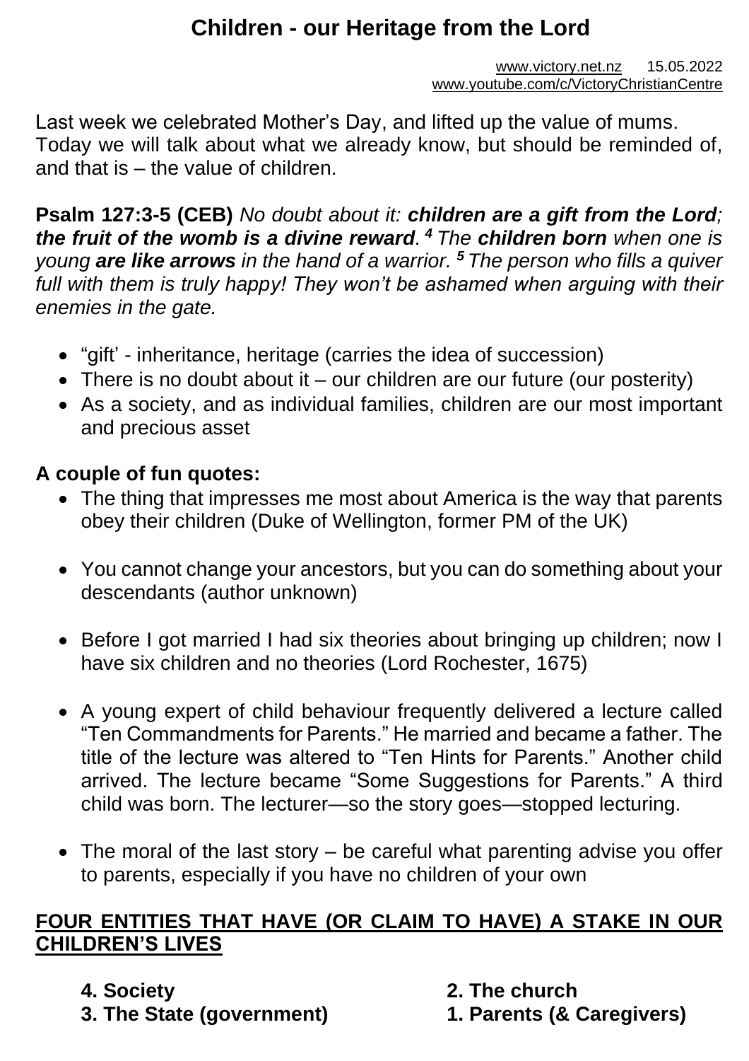# Children - our Heritage from the Lord

www.victory.net.nz 15.05.2022
www.youtube.com/c/VictoryChristianCentre

Last week we celebrated Mother's Day, and lifted up the value of mums. Today we will talk about what we already know, but should be reminded of, and that is – the value of children.

**Psalm 127:3-5 (CEB)** *No doubt about it: **children are a gift from the Lord**; **the fruit of the womb is a divine reward**. [4] The **children born** when one is young **are like arrows** in the hand of a warrior. [5] The person who fills a quiver full with them is truly happy! They won't be ashamed when arguing with their enemies in the gate.*

- "gift' - inheritance, heritage (carries the idea of succession)
- There is no doubt about it – our children are our future (our posterity)
- As a society, and as individual families, children are our most important and precious asset

**A couple of fun quotes:**

- The thing that impresses me most about America is the way that parents obey their children (Duke of Wellington, former PM of the UK)
- You cannot change your ancestors, but you can do something about your descendants (author unknown)
- Before I got married I had six theories about bringing up children; now I have six children and no theories (Lord Rochester, 1675)
- A young expert of child behaviour frequently delivered a lecture called "Ten Commandments for Parents." He married and became a father. The title of the lecture was altered to "Ten Hints for Parents." Another child arrived. The lecture became "Some Suggestions for Parents." A third child was born. The lecturer—so the story goes—stopped lecturing.
- The moral of the last story – be careful what parenting advise you offer to parents, especially if you have no children of your own

## FOUR ENTITIES THAT HAVE (OR CLAIM TO HAVE) A STAKE IN OUR CHILDREN'S LIVES

**4. Society**

**3. The State (government)**

**2. The church**

**1. Parents (& Caregivers)**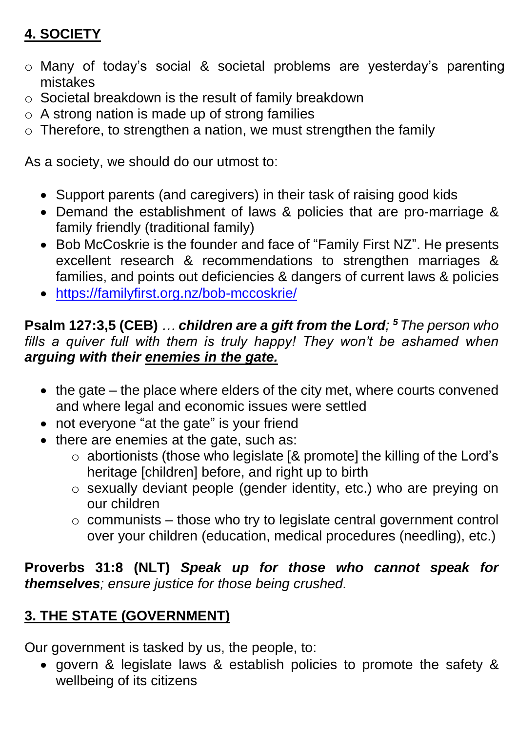## 4. SOCIETY

- Many of today's social & societal problems are yesterday's parenting mistakes
- Societal breakdown is the result of family breakdown
- A strong nation is made up of strong families
- Therefore, to strengthen a nation, we must strengthen the family

As a society, we should do our utmost to:

- Support parents (and caregivers) in their task of raising good kids
- Demand the establishment of laws & policies that are pro-marriage & family friendly (traditional family)
- Bob McCoskrie is the founder and face of "Family First NZ". He presents excellent research & recommendations to strengthen marriages & families, and points out deficiencies & dangers of current laws & policies
- [https://familyfirst.org.nz/bob-mccoskrie/](https://familyfirst.org.nz/bob-mccoskrie/)

**Psalm 127:3,5 (CEB)** *… **children are a gift from the Lord**; [5] The person who fills a quiver full with them is truly happy! They won't be ashamed when **arguing with their <u>enemies in the gate.</u>***

- the gate – the place where elders of the city met, where courts convened and where legal and economic issues were settled
- not everyone "at the gate" is your friend
- there are enemies at the gate, such as:
  - abortionists (those who legislate [& promote] the killing of the Lord's heritage [children] before, and right up to birth
  - sexually deviant people (gender identity, etc.) who are preying on our children
  - communists – those who try to legislate central government control over your children (education, medical procedures (needling), etc.)

**Proverbs 31:8 (NLT)** ***Speak up for those who cannot speak for themselves**; ensure justice for those being crushed.*

## 3. THE STATE (GOVERNMENT)

Our government is tasked by us, the people, to:

- govern & legislate laws & establish policies to promote the safety & wellbeing of its citizens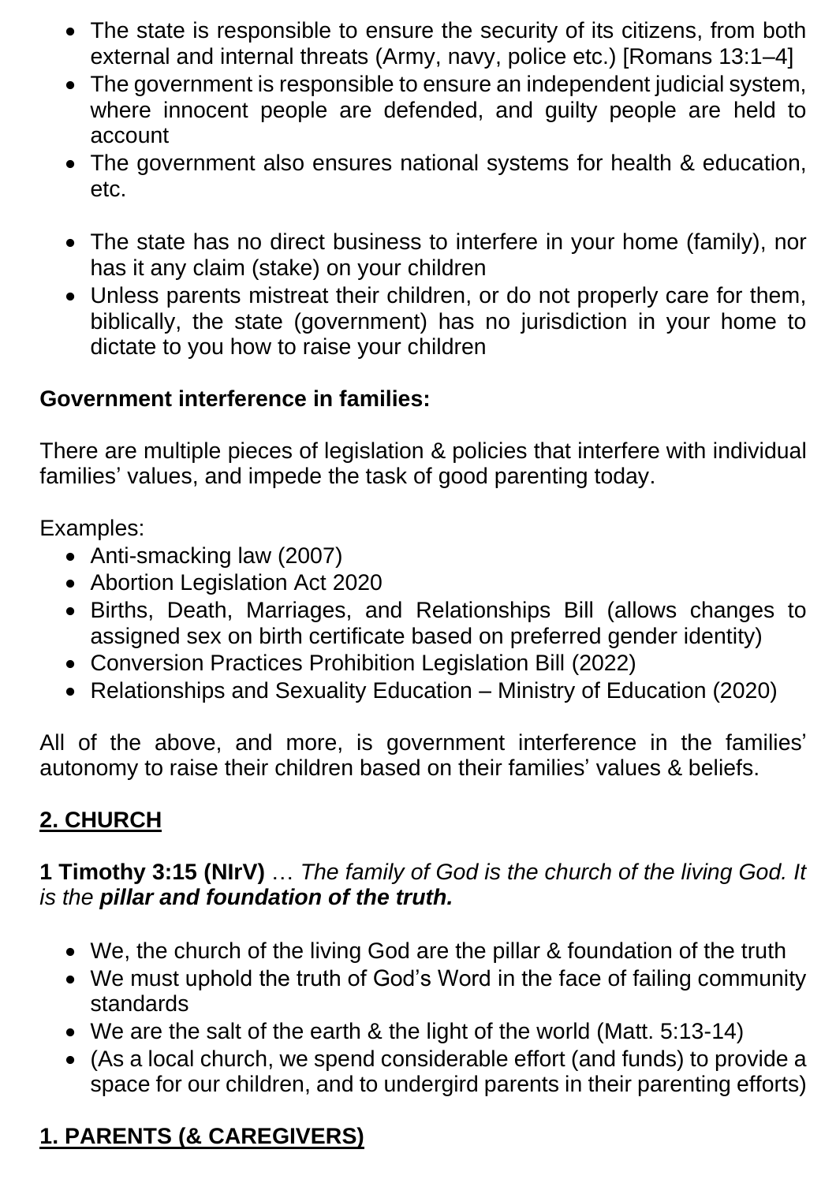- The state is responsible to ensure the security of its citizens, from both external and internal threats (Army, navy, police etc.) [Romans 13:1–4]
- The government is responsible to ensure an independent judicial system, where innocent people are defended, and guilty people are held to account
- The government also ensures national systems for health & education, etc.

- The state has no direct business to interfere in your home (family), nor has it any claim (stake) on your children
- Unless parents mistreat their children, or do not properly care for them, biblically, the state (government) has no jurisdiction in your home to dictate to you how to raise your children

**Government interference in families:**

There are multiple pieces of legislation & policies that interfere with individual families' values, and impede the task of good parenting today.

Examples:

- Anti-smacking law (2007)
- Abortion Legislation Act 2020
- Births, Death, Marriages, and Relationships Bill (allows changes to assigned sex on birth certificate based on preferred gender identity)
- Conversion Practices Prohibition Legislation Bill (2022)
- Relationships and Sexuality Education – Ministry of Education (2020)

All of the above, and more, is government interference in the families' autonomy to raise their children based on their families' values & beliefs.

## <u>2. CHURCH</u>

**1 Timothy 3:15 (NIrV)** … *The family of God is the church of the living God. It is the* ***pillar and foundation of the truth.***

- We, the church of the living God are the pillar & foundation of the truth
- We must uphold the truth of God's Word in the face of failing community standards
- We are the salt of the earth & the light of the world (Matt. 5:13-14)
- (As a local church, we spend considerable effort (and funds) to provide a space for our children, and to undergird parents in their parenting efforts)

## <u>1. PARENTS (& CAREGIVERS)</u>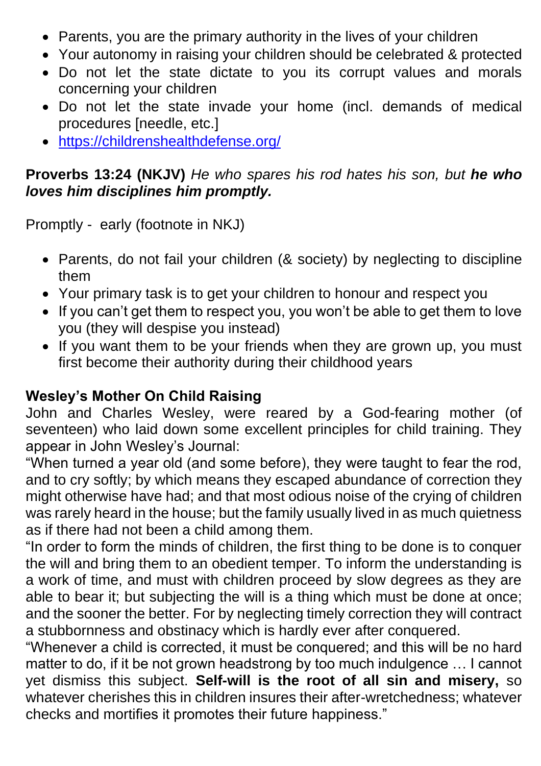- Parents, you are the primary authority in the lives of your children
- Your autonomy in raising your children should be celebrated & protected
- Do not let the state dictate to you its corrupt values and morals concerning your children
- Do not let the state invade your home (incl. demands of medical procedures [needle, etc.]
- https://childrenshealthdefense.org/

**Proverbs 13:24 (NKJV)** *He who spares his rod hates his son, but **he who loves him disciplines him promptly.***

Promptly - early (footnote in NKJ)

- Parents, do not fail your children (& society) by neglecting to discipline them
- Your primary task is to get your children to honour and respect you
- If you can't get them to respect you, you won't be able to get them to love you (they will despise you instead)
- If you want them to be your friends when they are grown up, you must first become their authority during their childhood years

**Wesley's Mother On Child Raising**

John and Charles Wesley, were reared by a God-fearing mother (of seventeen) who laid down some excellent principles for child training. They appear in John Wesley's Journal:

"When turned a year old (and some before), they were taught to fear the rod, and to cry softly; by which means they escaped abundance of correction they might otherwise have had; and that most odious noise of the crying of children was rarely heard in the house; but the family usually lived in as much quietness as if there had not been a child among them.

"In order to form the minds of children, the first thing to be done is to conquer the will and bring them to an obedient temper. To inform the understanding is a work of time, and must with children proceed by slow degrees as they are able to bear it; but subjecting the will is a thing which must be done at once; and the sooner the better. For by neglecting timely correction they will contract a stubbornness and obstinacy which is hardly ever after conquered.

"Whenever a child is corrected, it must be conquered; and this will be no hard matter to do, if it be not grown headstrong by too much indulgence … I cannot yet dismiss this subject. **Self-will is the root of all sin and misery,** so whatever cherishes this in children insures their after-wretchedness; whatever checks and mortifies it promotes their future happiness."